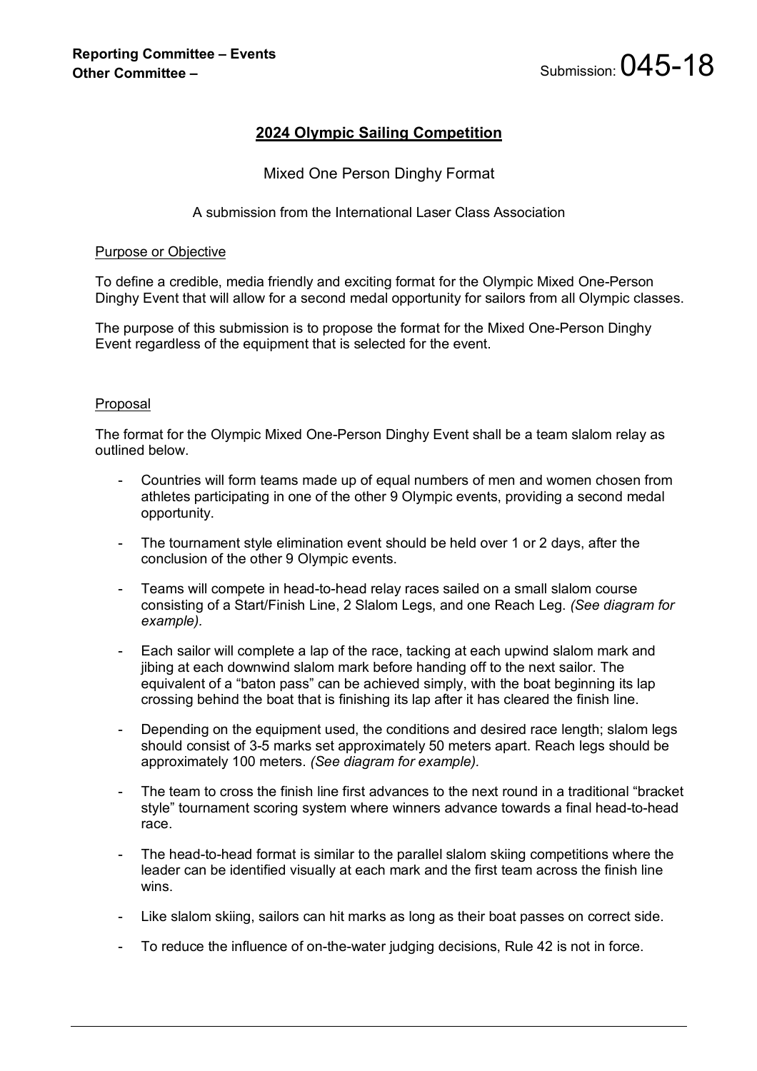**Reporting Committee – Events**
**Other Committee –**

Submission: 045-18

## 2024 Olympic Sailing Competition

Mixed One Person Dinghy Format

A submission from the International Laser Class Association

### Purpose or Objective

To define a credible, media friendly and exciting format for the Olympic Mixed One-Person Dinghy Event that will allow for a second medal opportunity for sailors from all Olympic classes.

The purpose of this submission is to propose the format for the Mixed One-Person Dinghy Event regardless of the equipment that is selected for the event.

### Proposal

The format for the Olympic Mixed One-Person Dinghy Event shall be a team slalom relay as outlined below.

- Countries will form teams made up of equal numbers of men and women chosen from athletes participating in one of the other 9 Olympic events, providing a second medal opportunity.
- The tournament style elimination event should be held over 1 or 2 days, after the conclusion of the other 9 Olympic events.
- Teams will compete in head-to-head relay races sailed on a small slalom course consisting of a Start/Finish Line, 2 Slalom Legs, and one Reach Leg. *(See diagram for example).*
- Each sailor will complete a lap of the race, tacking at each upwind slalom mark and jibing at each downwind slalom mark before handing off to the next sailor. The equivalent of a "baton pass" can be achieved simply, with the boat beginning its lap crossing behind the boat that is finishing its lap after it has cleared the finish line.
- Depending on the equipment used, the conditions and desired race length; slalom legs should consist of 3-5 marks set approximately 50 meters apart. Reach legs should be approximately 100 meters. *(See diagram for example).*
- The team to cross the finish line first advances to the next round in a traditional "bracket style" tournament scoring system where winners advance towards a final head-to-head race.
- The head-to-head format is similar to the parallel slalom skiing competitions where the leader can be identified visually at each mark and the first team across the finish line wins.
- Like slalom skiing, sailors can hit marks as long as their boat passes on correct side.
- To reduce the influence of on-the-water judging decisions, Rule 42 is not in force.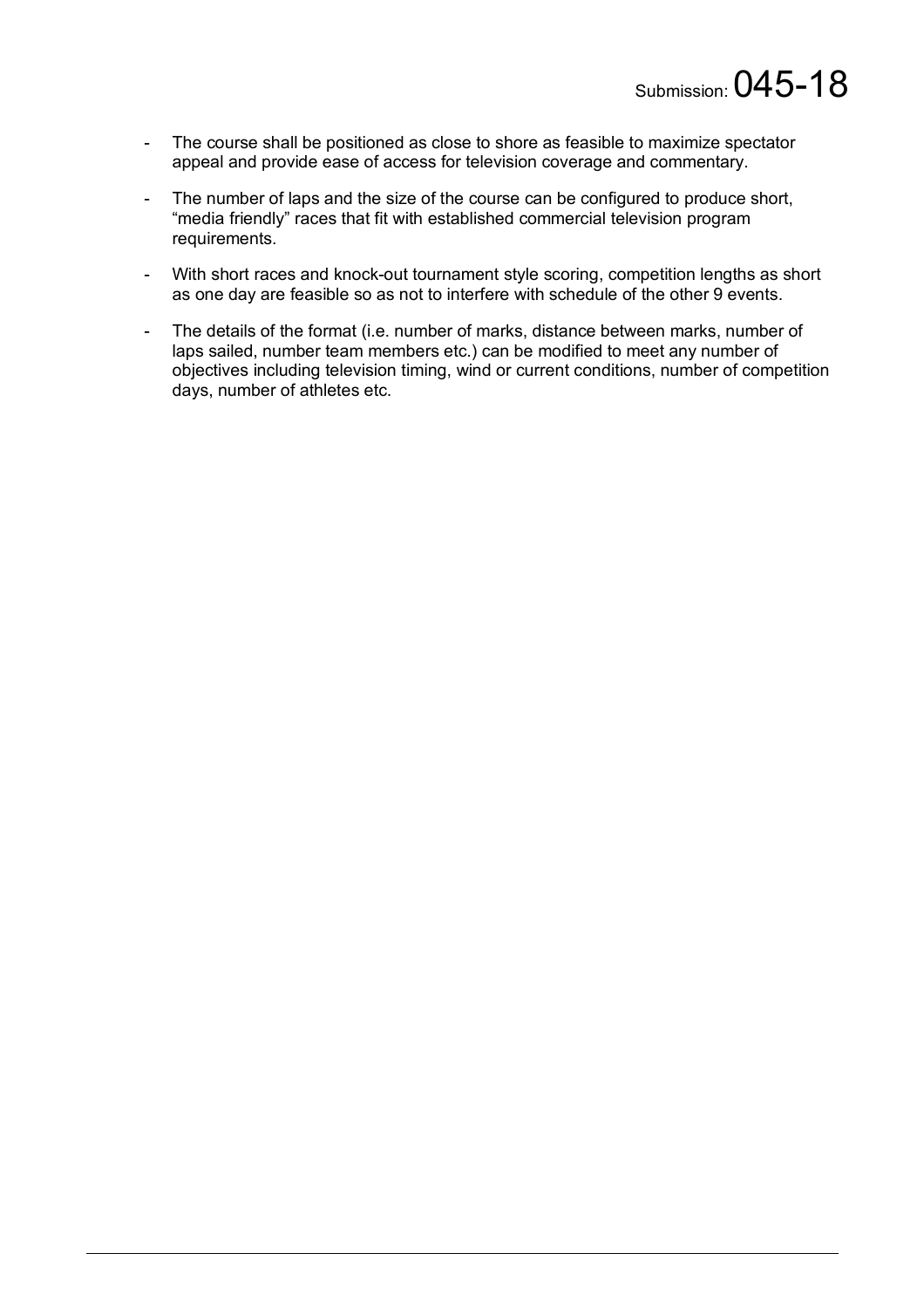- The course shall be positioned as close to shore as feasible to maximize spectator appeal and provide ease of access for television coverage and commentary.

- The number of laps and the size of the course can be configured to produce short, "media friendly" races that fit with established commercial television program requirements.

- With short races and knock-out tournament style scoring, competition lengths as short as one day are feasible so as not to interfere with schedule of the other 9 events.

- The details of the format (i.e. number of marks, distance between marks, number of laps sailed, number team members etc.) can be modified to meet any number of objectives including television timing, wind or current conditions, number of competition days, number of athletes etc.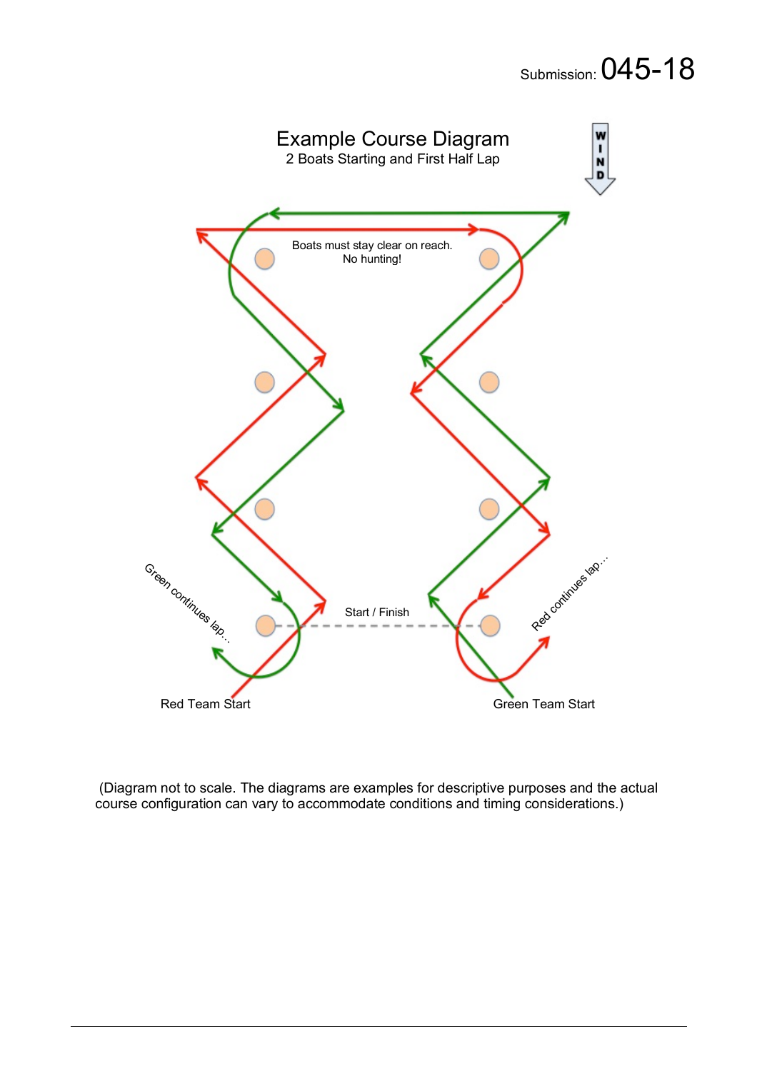Submission: 045-18

# Example Course Diagram

2 Boats Starting and First Half Lap

WIND

Boats must stay clear on reach.
No hunting!

Green continues lap...

Start / Finish

Red continues lap...

Red Team Start

Green Team Start

(Diagram not to scale. The diagrams are examples for descriptive purposes and the actual course configuration can vary to accommodate conditions and timing considerations.)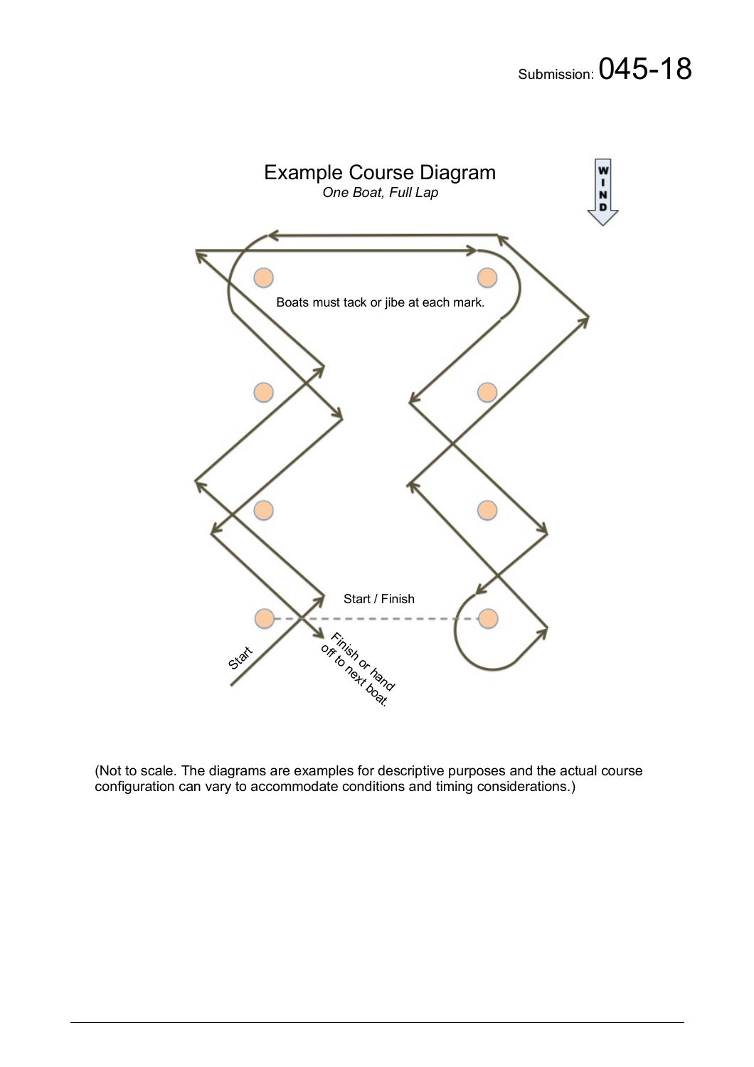Submission: 045-18

## Example Course Diagram

*One Boat, Full Lap*

WIND

Boats must tack or jibe at each mark.

Start / Finish

Start

Finish or hand off to next boat.

(Not to scale. The diagrams are examples for descriptive purposes and the actual course configuration can vary to accommodate conditions and timing considerations.)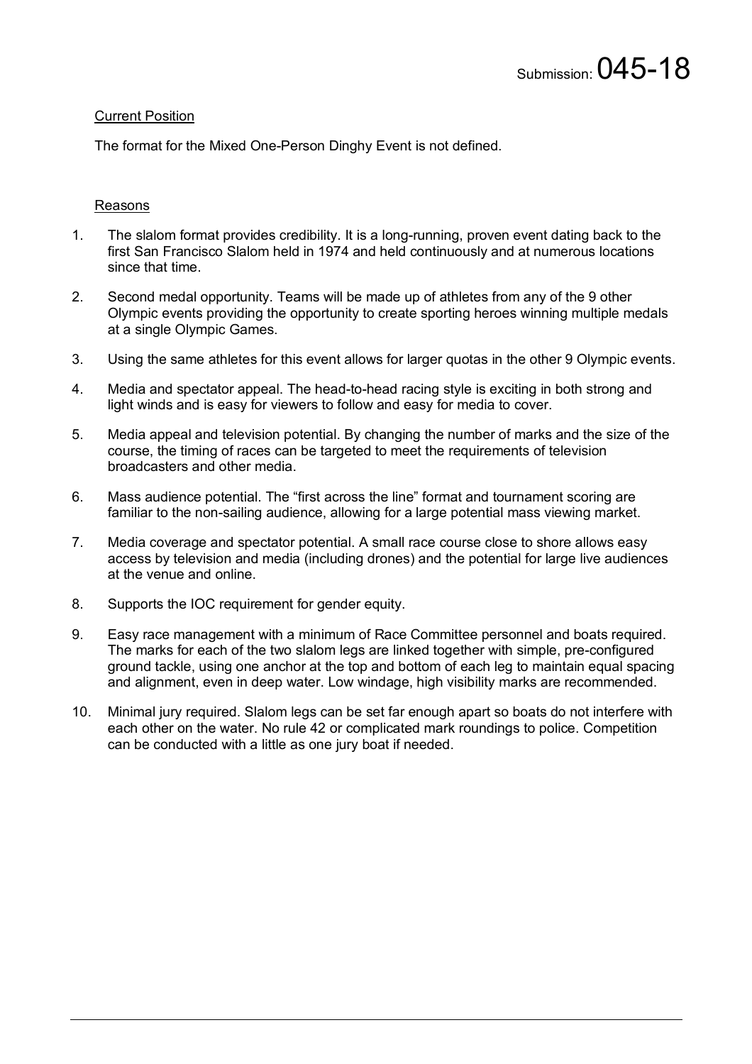Submission: 045-18

Current Position

The format for the Mixed One-Person Dinghy Event is not defined.

Reasons

1. The slalom format provides credibility. It is a long-running, proven event dating back to the first San Francisco Slalom held in 1974 and held continuously and at numerous locations since that time.
2. Second medal opportunity. Teams will be made up of athletes from any of the 9 other Olympic events providing the opportunity to create sporting heroes winning multiple medals at a single Olympic Games.
3. Using the same athletes for this event allows for larger quotas in the other 9 Olympic events.
4. Media and spectator appeal. The head-to-head racing style is exciting in both strong and light winds and is easy for viewers to follow and easy for media to cover.
5. Media appeal and television potential. By changing the number of marks and the size of the course, the timing of races can be targeted to meet the requirements of television broadcasters and other media.
6. Mass audience potential. The "first across the line" format and tournament scoring are familiar to the non-sailing audience, allowing for a large potential mass viewing market.
7. Media coverage and spectator potential. A small race course close to shore allows easy access by television and media (including drones) and the potential for large live audiences at the venue and online.
8. Supports the IOC requirement for gender equity.
9. Easy race management with a minimum of Race Committee personnel and boats required. The marks for each of the two slalom legs are linked together with simple, pre-configured ground tackle, using one anchor at the top and bottom of each leg to maintain equal spacing and alignment, even in deep water. Low windage, high visibility marks are recommended.
10. Minimal jury required. Slalom legs can be set far enough apart so boats do not interfere with each other on the water. No rule 42 or complicated mark roundings to police. Competition can be conducted with a little as one jury boat if needed.